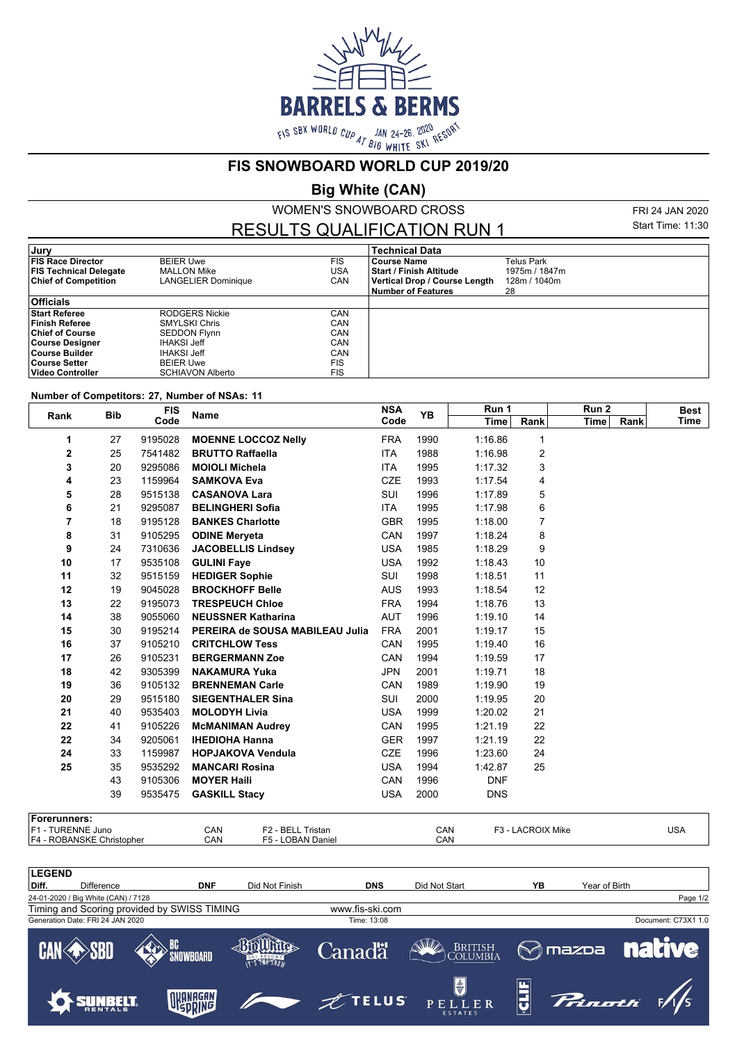# FIS SNOWBOARD WORLD CUP 2019/20

## Big White (CAN)

WOMEN'S SNOWBOARD CROSS

FRI 24 JAN 2020

## RESULTS QUALIFICATION RUN 1

Start Time: 11:30

| Jury | | | Technical Data | |
|---|---|---|---|---|
| **FIS Race Director** | BEIER Uwe | FIS | **Course Name** | Telus Park |
| **FIS Technical Delegate** | MALLON Mike | USA | **Start / Finish Altitude** | 1975m / 1847m |
| **Chief of Competition** | LANGELIER Dominique | CAN | **Vertical Drop / Course Length** | 128m / 1040m |
| | | | **Number of Features** | 28 |
| **Officials** | | | | |
| **Start Referee** | RODGERS Nickie | CAN | | |
| **Finish Referee** | SMYLSKI Chris | CAN | | |
| **Chief of Course** | SEDDON Flynn | CAN | | |
| **Course Designer** | IHAKSI Jeff | CAN | | |
| **Course Builder** | IHAKSI Jeff | CAN | | |
| **Course Setter** | BEIER Uwe | FIS | | |
| **Video Controller** | SCHIAVON Alberto | FIS | | |

**Number of Competitors: 27, Number of NSAs: 11**

| Rank | Bib | FIS Code | Name | NSA Code | YB | Run 1 Time | Run 1 Rank | Run 2 Time | Run 2 Rank | Best Time |
|---|---|---|---|---|---|---|---|---|---|---|
| 1 | 27 | 9195028 | **MOENNE LOCCOZ Nelly** | FRA | 1990 | 1:16.86 | 1 | | | |
| 2 | 25 | 7541482 | **BRUTTO Raffaella** | ITA | 1988 | 1:16.98 | 2 | | | |
| 3 | 20 | 9295086 | **MOIOLI Michela** | ITA | 1995 | 1:17.32 | 3 | | | |
| 4 | 23 | 1159964 | **SAMKOVA Eva** | CZE | 1993 | 1:17.54 | 4 | | | |
| 5 | 28 | 9515138 | **CASANOVA Lara** | SUI | 1996 | 1:17.89 | 5 | | | |
| 6 | 21 | 9295087 | **BELINGHERI Sofia** | ITA | 1995 | 1:17.98 | 6 | | | |
| 7 | 18 | 9195128 | **BANKES Charlotte** | GBR | 1995 | 1:18.00 | 7 | | | |
| 8 | 31 | 9105295 | **ODINE Meryeta** | CAN | 1997 | 1:18.24 | 8 | | | |
| 9 | 24 | 7310636 | **JACOBELLIS Lindsey** | USA | 1985 | 1:18.29 | 9 | | | |
| 10 | 17 | 9535108 | **GULINI Faye** | USA | 1992 | 1:18.43 | 10 | | | |
| 11 | 32 | 9515159 | **HEDIGER Sophie** | SUI | 1998 | 1:18.51 | 11 | | | |
| 12 | 19 | 9045028 | **BROCKHOFF Belle** | AUS | 1993 | 1:18.54 | 12 | | | |
| 13 | 22 | 9195073 | **TRESPEUCH Chloe** | FRA | 1994 | 1:18.76 | 13 | | | |
| 14 | 38 | 9055060 | **NEUSSNER Katharina** | AUT | 1996 | 1:19.10 | 14 | | | |
| 15 | 30 | 9195214 | **PEREIRA de SOUSA MABILEAU Julia** | FRA | 2001 | 1:19.17 | 15 | | | |
| 16 | 37 | 9105210 | **CRITCHLOW Tess** | CAN | 1995 | 1:19.40 | 16 | | | |
| 17 | 26 | 9105231 | **BERGERMANN Zoe** | CAN | 1994 | 1:19.59 | 17 | | | |
| 18 | 42 | 9305399 | **NAKAMURA Yuka** | JPN | 2001 | 1:19.71 | 18 | | | |
| 19 | 36 | 9105132 | **BRENNEMAN Carle** | CAN | 1989 | 1:19.90 | 19 | | | |
| 20 | 29 | 9515180 | **SIEGENTHALER Sina** | SUI | 2000 | 1:19.95 | 20 | | | |
| 21 | 40 | 9535403 | **MOLODYH Livia** | USA | 1999 | 1:20.02 | 21 | | | |
| 22 | 41 | 9105226 | **McMANIMAN Audrey** | CAN | 1995 | 1:21.19 | 22 | | | |
| 22 | 34 | 9205061 | **IHEDIOHA Hanna** | GER | 1997 | 1:21.19 | 22 | | | |
| 24 | 33 | 1159987 | **HOPJAKOVA Vendula** | CZE | 1996 | 1:23.60 | 24 | | | |
| 25 | 35 | 9535292 | **MANCARI Rosina** | USA | 1994 | 1:42.87 | 25 | | | |
| | 43 | 9105306 | **MOYER Haili** | CAN | 1996 | DNF | | | | |
| | 39 | 9535475 | **GASKILL Stacy** | USA | 2000 | DNS | | | | |

**Forerunners:**

| | | | | | |
|---|---|---|---|---|---|
| F1 - TURENNE Juno | CAN | F2 - BELL Tristan | CAN | F3 - LACROIX Mike | USA |
| F4 - ROBANSKE Christopher | CAN | F5 - LOBAN Daniel | CAN | | |

**LEGEND**

| | | | | | | | |
|---|---|---|---|---|---|---|---|
| **Diff.** | Difference | **DNF** | Did Not Finish | **DNS** | Did Not Start | **YB** | Year of Birth |

24-01-2020 / Big White (CAN) / 7128

Timing and Scoring provided by SWISS TIMING — www.fis-ski.com

Generation Date: FRI 24 JAN 2020 — Time: 13:08 — Document: C73X1 1.0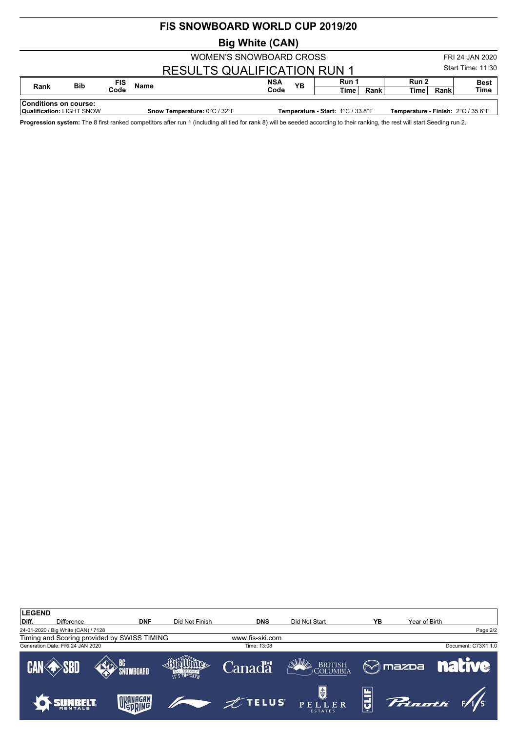# FIS SNOWBOARD WORLD CUP 2019/20

## Big White (CAN)

WOMEN'S SNOWBOARD CROSS — FRI 24 JAN 2020

RESULTS QUALIFICATION RUN 1 — Start Time: 11:30

| Rank | Bib | FIS Code | Name | NSA Code | YB | Run 1 Time | Run 1 Rank | Run 2 Time | Run 2 Rank | Best Time |
|---|---|---|---|---|---|---|---|---|---|---|

**Conditions on course:**
**Qualification:** LIGHT SNOW — **Snow Temperature:** 0°C / 32°F — **Temperature - Start:** 1°C / 33.8°F — **Temperature - Finish:** 2°C / 35.6°F

**Progression system:** The 8 first ranked competitors after run 1 (including all tied for rank 8) will be seeded according to their ranking, the rest will start Seeding run 2.

**LEGEND**

| | | | | | | | |
|---|---|---|---|---|---|---|---|
| Diff. | Difference | DNF | Did Not Finish | DNS | Did Not Start | YB | Year of Birth |

24-01-2020 / Big White (CAN) / 7128

Timing and Scoring provided by SWISS TIMING — www.fis-ski.com

Generation Date: FRI 24 JAN 2020 — Time: 13:08 — Document: C73X1 1.0